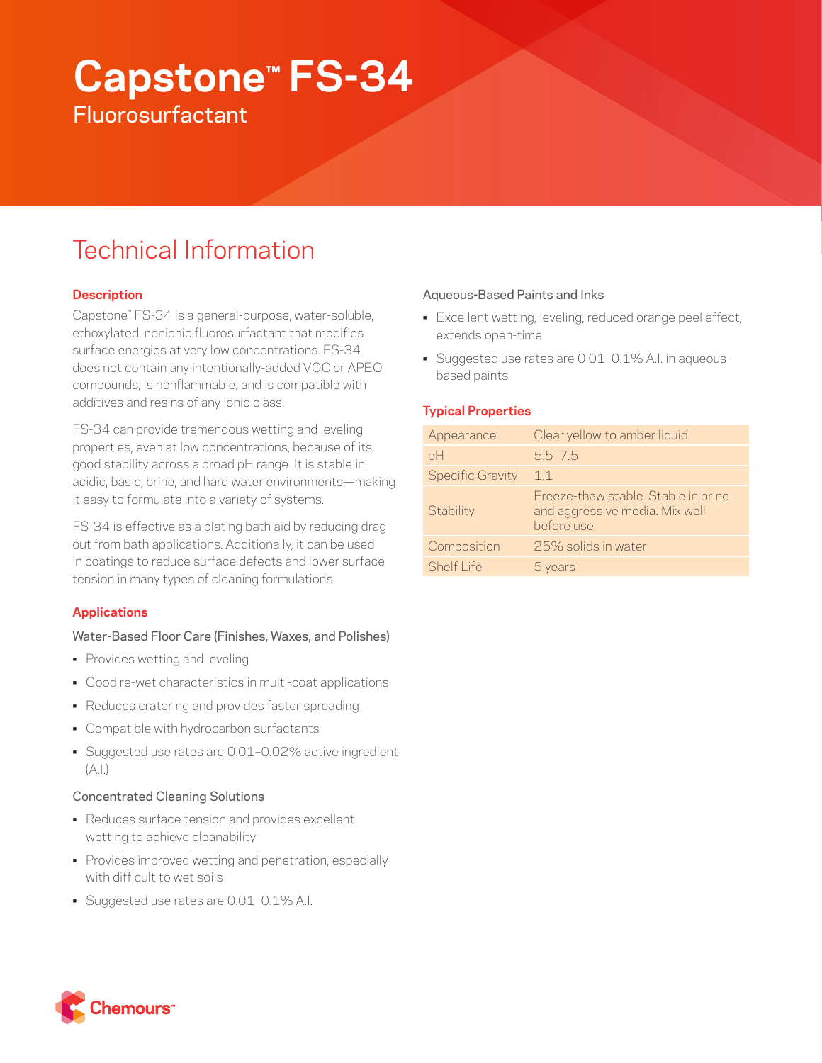# Capstone™ FS-34

Fluorosurfactant

## Technical Information

### Description

Capstone™ FS-34 is a general-purpose, water-soluble, ethoxylated, nonionic fluorosurfactant that modifies surface energies at very low concentrations. FS-34 does not contain any intentionally-added VOC or APEO compounds, is nonflammable, and is compatible with additives and resins of any ionic class.

FS-34 can provide tremendous wetting and leveling properties, even at low concentrations, because of its good stability across a broad pH range. It is stable in acidic, basic, brine, and hard water environments—making it easy to formulate into a variety of systems.

FS-34 is effective as a plating bath aid by reducing drag-out from bath applications. Additionally, it can be used in coatings to reduce surface defects and lower surface tension in many types of cleaning formulations.

### Applications

Water-Based Floor Care (Finishes, Waxes, and Polishes)

- Provides wetting and leveling
- Good re-wet characteristics in multi-coat applications
- Reduces cratering and provides faster spreading
- Compatible with hydrocarbon surfactants
- Suggested use rates are 0.01–0.02% active ingredient (A.I.)

Concentrated Cleaning Solutions

- Reduces surface tension and provides excellent wetting to achieve cleanability
- Provides improved wetting and penetration, especially with difficult to wet soils
- Suggested use rates are 0.01–0.1% A.I.

Aqueous-Based Paints and Inks

- Excellent wetting, leveling, reduced orange peel effect, extends open-time
- Suggested use rates are 0.01–0.1% A.I. in aqueous-based paints

### Typical Properties

| Property | Value |
|---|---|
| Appearance | Clear yellow to amber liquid |
| pH | 5.5–7.5 |
| Specific Gravity | 1.1 |
| Stability | Freeze-thaw stable. Stable in brine and aggressive media. Mix well before use. |
| Composition | 25% solids in water |
| Shelf Life | 5 years |

Chemours™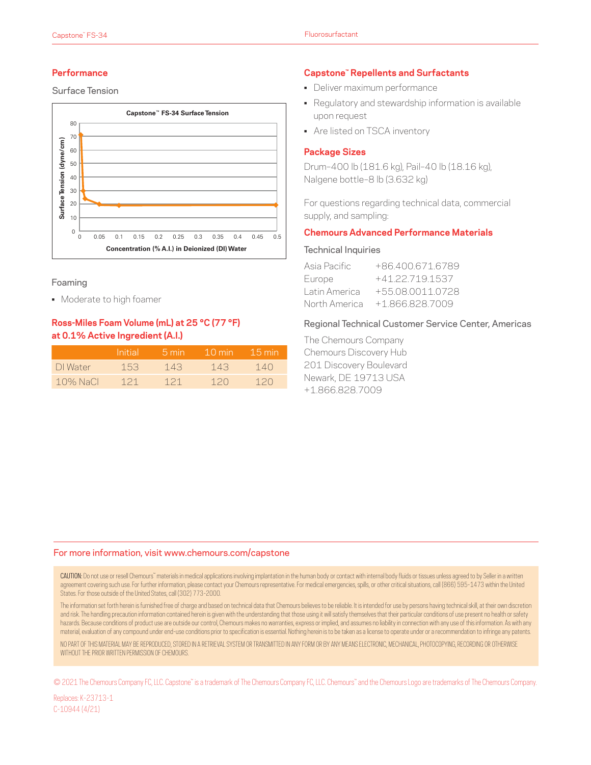## Performance

### Surface Tension

Capstone™ FS-34 Surface Tension

Surface Tension (dyne/cm)

80
70
60
50
40
30
20
10
0

0 0.05 0.1 0.15 0.2 0.25 0.3 0.35 0.4 0.45 0.5

Concentration (% A.I.) in Deionized (DI) Water

### Foaming

- Moderate to high foamer

### Ross-Miles Foam Volume (mL) at 25 °C (77 °F) at 0.1% Active Ingredient (A.I.)

| | Initial | 5 min | 10 min | 15 min |
|---|---|---|---|---|
| DI Water | 153 | 143 | 143 | 140 |
| 10% NaCl | 121 | 121 | 120 | 120 |

## Capstone™ Repellents and Surfactants

- Deliver maximum performance
- Regulatory and stewardship information is available upon request
- Are listed on TSCA inventory

## Package Sizes

Drum–400 lb (181.6 kg), Pail–40 lb (18.16 kg), Nalgene bottle–8 lb (3.632 kg)

For questions regarding technical data, commercial supply, and sampling:

## Chemours Advanced Performance Materials

### Technical Inquiries

| | |
|---|---|
| Asia Pacific | +86.400.671.6789 |
| Europe | +41.22.719.1537 |
| Latin America | +55.08.0011.0728 |
| North America | +1.866.828.7009 |

### Regional Technical Customer Service Center, Americas

The Chemours Company
Chemours Discovery Hub
201 Discovery Boulevard
Newark, DE 19713 USA
+1.866.828.7009

For more information, visit www.chemours.com/capstone

CAUTION: Do not use or resell Chemours™ materials in medical applications involving implantation in the human body or contact with internal body fluids or tissues unless agreed to by Seller in a written agreement covering such use. For further information, please contact your Chemours representative. For medical emergencies, spills, or other critical situations, call (866) 595-1473 within the United States. For those outside of the United States, call (302) 773-2000.

The information set forth herein is furnished free of charge and based on technical data that Chemours believes to be reliable. It is intended for use by persons having technical skill, at their own discretion and risk. The handling precaution information contained herein is given with the understanding that those using it will satisfy themselves that their particular conditions of use present no health or safety hazards. Because conditions of product use are outside our control, Chemours makes no warranties, express or implied, and assumes no liability in connection with any use of this information. As with any material, evaluation of any compound under end-use conditions prior to specification is essential. Nothing herein is to be taken as a license to operate under or a recommendation to infringe any patents.

NO PART OF THIS MATERIAL MAY BE REPRODUCED, STORED IN A RETRIEVAL SYSTEM OR TRANSMITTED IN ANY FORM OR BY ANY MEANS ELECTRONIC, MECHANICAL, PHOTOCOPYING, RECORDING OR OTHERWISE WITHOUT THE PRIOR WRITTEN PERMISSION OF CHEMOURS.

© 2021 The Chemours Company FC, LLC. Capstone™ is a trademark of The Chemours Company FC, LLC. Chemours™ and the Chemours Logo are trademarks of The Chemours Company.

Replaces: K-23713-1
C-10944 (4/21)